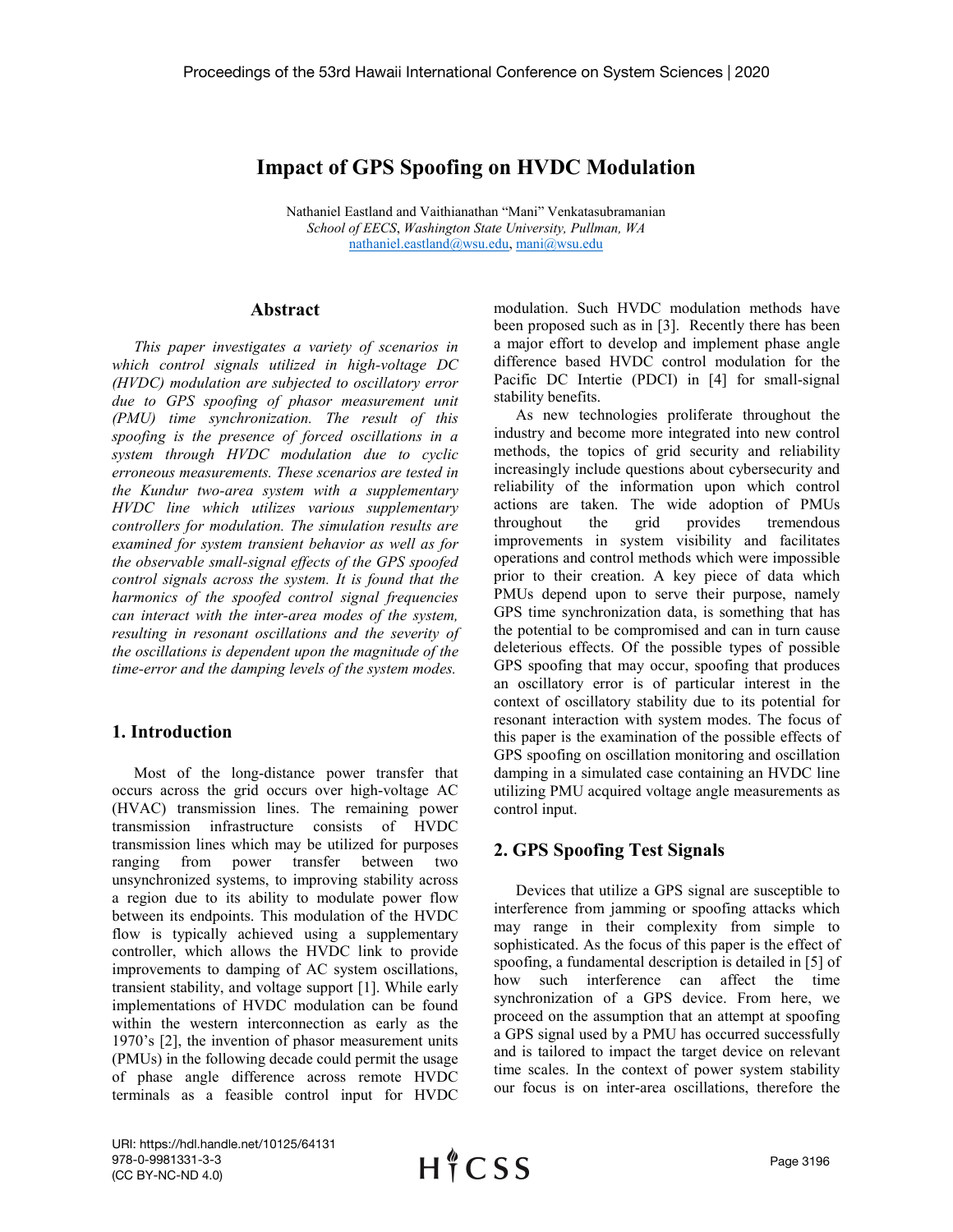# Impact of GPS Spoofing on HVDC Modulation

Nathaniel Eastland and Vaithianathan "Mani" Venkatasubramanian
*School of EECS, Washington State University, Pullman, WA*
nathaniel.eastland@wsu.edu, mani@wsu.edu

## Abstract

*This paper investigates a variety of scenarios in which control signals utilized in high-voltage DC (HVDC) modulation are subjected to oscillatory error due to GPS spoofing of phasor measurement unit (PMU) time synchronization. The result of this spoofing is the presence of forced oscillations in a system through HVDC modulation due to cyclic erroneous measurements. These scenarios are tested in the Kundur two-area system with a supplementary HVDC line which utilizes various supplementary controllers for modulation. The simulation results are examined for system transient behavior as well as for the observable small-signal effects of the GPS spoofed control signals across the system. It is found that the harmonics of the spoofed control signal frequencies can interact with the inter-area modes of the system, resulting in resonant oscillations and the severity of the oscillations is dependent upon the magnitude of the time-error and the damping levels of the system modes.*

## 1. Introduction

Most of the long-distance power transfer that occurs across the grid occurs over high-voltage AC (HVAC) transmission lines. The remaining power transmission infrastructure consists of HVDC transmission lines which may be utilized for purposes ranging from power transfer between two unsynchronized systems, to improving stability across a region due to its ability to modulate power flow between its endpoints. This modulation of the HVDC flow is typically achieved using a supplementary controller, which allows the HVDC link to provide improvements to damping of AC system oscillations, transient stability, and voltage support [1]. While early implementations of HVDC modulation can be found within the western interconnection as early as the 1970's [2], the invention of phasor measurement units (PMUs) in the following decade could permit the usage of phase angle difference across remote HVDC terminals as a feasible control input for HVDC modulation. Such HVDC modulation methods have been proposed such as in [3]. Recently there has been a major effort to develop and implement phase angle difference based HVDC control modulation for the Pacific DC Intertie (PDCI) in [4] for small-signal stability benefits.

As new technologies proliferate throughout the industry and become more integrated into new control methods, the topics of grid security and reliability increasingly include questions about cybersecurity and reliability of the information upon which control actions are taken. The wide adoption of PMUs throughout the grid provides tremendous improvements in system visibility and facilitates operations and control methods which were impossible prior to their creation. A key piece of data which PMUs depend upon to serve their purpose, namely GPS time synchronization data, is something that has the potential to be compromised and can in turn cause deleterious effects. Of the possible types of possible GPS spoofing that may occur, spoofing that produces an oscillatory error is of particular interest in the context of oscillatory stability due to its potential for resonant interaction with system modes. The focus of this paper is the examination of the possible effects of GPS spoofing on oscillation monitoring and oscillation damping in a simulated case containing an HVDC line utilizing PMU acquired voltage angle measurements as control input.

## 2. GPS Spoofing Test Signals

Devices that utilize a GPS signal are susceptible to interference from jamming or spoofing attacks which may range in their complexity from simple to sophisticated. As the focus of this paper is the effect of spoofing, a fundamental description is detailed in [5] of how such interference can affect the time synchronization of a GPS device. From here, we proceed on the assumption that an attempt at spoofing a GPS signal used by a PMU has occurred successfully and is tailored to impact the target device on relevant time scales. In the context of power system stability our focus is on inter-area oscillations, therefore the

URI: https://hdl.handle.net/10125/64131
978-0-9981331-3-3
(CC BY-NC-ND 4.0)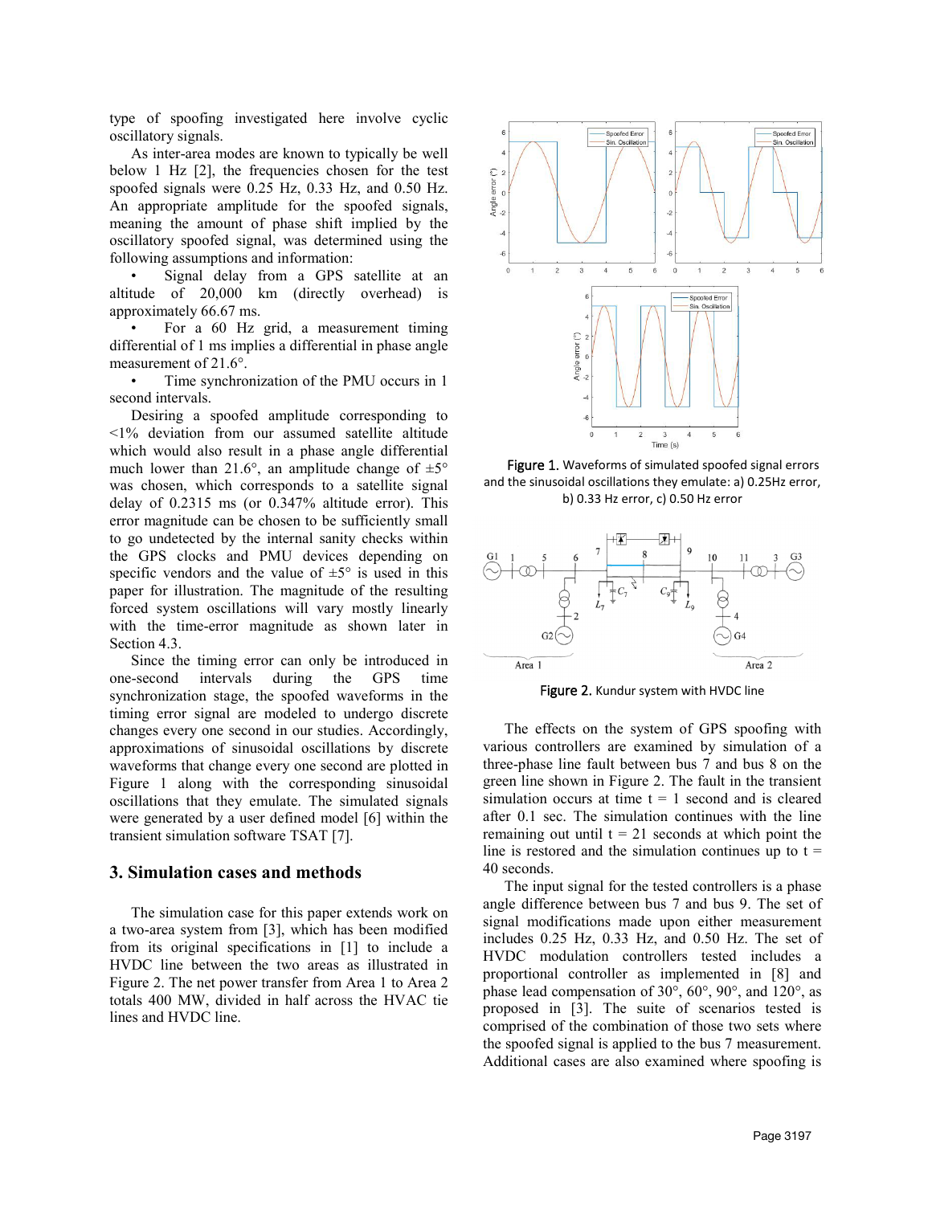type of spoofing investigated here involve cyclic oscillatory signals.

As inter-area modes are known to typically be well below 1 Hz [2], the frequencies chosen for the test spoofed signals were 0.25 Hz, 0.33 Hz, and 0.50 Hz. An appropriate amplitude for the spoofed signals, meaning the amount of phase shift implied by the oscillatory spoofed signal, was determined using the following assumptions and information:

- Signal delay from a GPS satellite at an altitude of 20,000 km (directly overhead) is approximately 66.67 ms.
- For a 60 Hz grid, a measurement timing differential of 1 ms implies a differential in phase angle measurement of 21.6°.
- Time synchronization of the PMU occurs in 1 second intervals.

Desiring a spoofed amplitude corresponding to <1% deviation from our assumed satellite altitude which would also result in a phase angle differential much lower than 21.6°, an amplitude change of ±5° was chosen, which corresponds to a satellite signal delay of 0.2315 ms (or 0.347% altitude error). This error magnitude can be chosen to be sufficiently small to go undetected by the internal sanity checks within the GPS clocks and PMU devices depending on specific vendors and the value of ±5° is used in this paper for illustration. The magnitude of the resulting forced system oscillations will vary mostly linearly with the time-error magnitude as shown later in Section 4.3.

Since the timing error can only be introduced in one-second intervals during the GPS time synchronization stage, the spoofed waveforms in the timing error signal are modeled to undergo discrete changes every one second in our studies. Accordingly, approximations of sinusoidal oscillations by discrete waveforms that change every one second are plotted in Figure 1 along with the corresponding sinusoidal oscillations that they emulate. The simulated signals were generated by a user defined model [6] within the transient simulation software TSAT [7].

## 3. Simulation cases and methods

The simulation case for this paper extends work on a two-area system from [3], which has been modified from its original specifications in [1] to include a HVDC line between the two areas as illustrated in Figure 2. The net power transfer from Area 1 to Area 2 totals 400 MW, divided in half across the HVAC tie lines and HVDC line.

Figure 1. Waveforms of simulated spoofed signal errors and the sinusoidal oscillations they emulate: a) 0.25Hz error, b) 0.33 Hz error, c) 0.50 Hz error

Figure 2. Kundur system with HVDC line

The effects on the system of GPS spoofing with various controllers are examined by simulation of a three-phase line fault between bus 7 and bus 8 on the green line shown in Figure 2. The fault in the transient simulation occurs at time t = 1 second and is cleared after 0.1 sec. The simulation continues with the line remaining out until t = 21 seconds at which point the line is restored and the simulation continues up to t = 40 seconds.

The input signal for the tested controllers is a phase angle difference between bus 7 and bus 9. The set of signal modifications made upon either measurement includes 0.25 Hz, 0.33 Hz, and 0.50 Hz. The set of HVDC modulation controllers tested includes a proportional controller as implemented in [8] and phase lead compensation of 30°, 60°, 90°, and 120°, as proposed in [3]. The suite of scenarios tested is comprised of the combination of those two sets where the spoofed signal is applied to the bus 7 measurement. Additional cases are also examined where spoofing is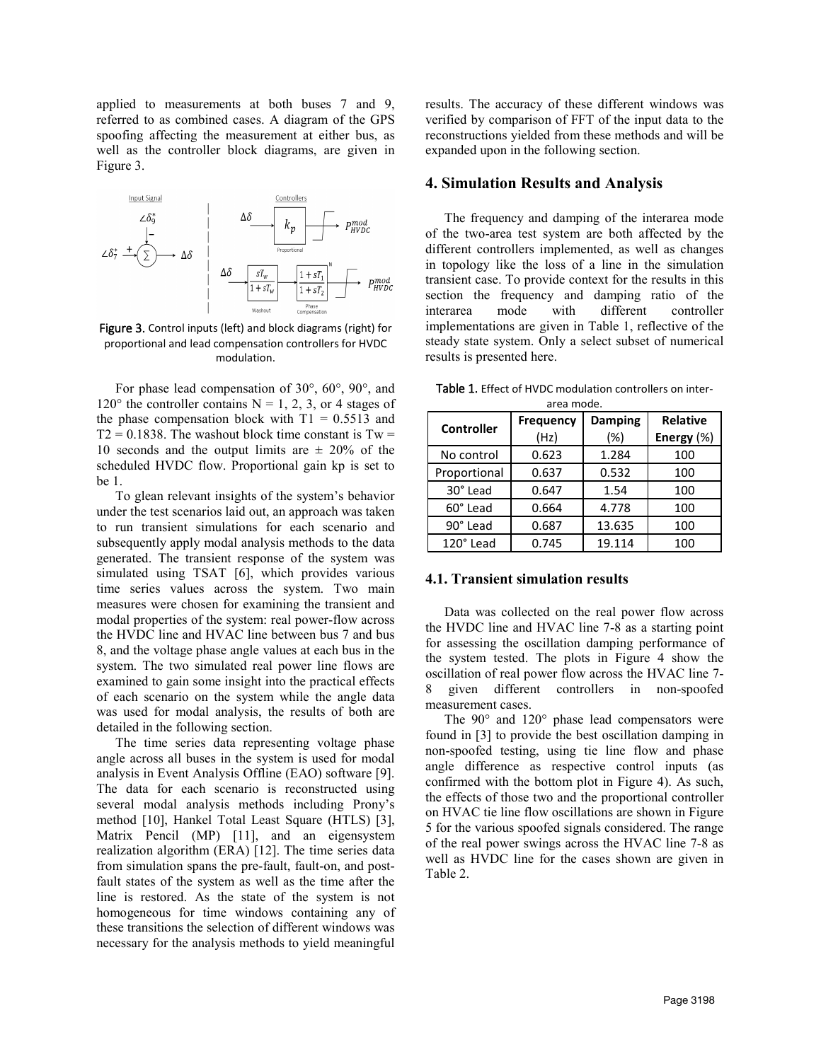applied to measurements at both buses 7 and 9, referred to as combined cases. A diagram of the GPS spoofing affecting the measurement at either bus, as well as the controller block diagrams, are given in Figure 3.

Figure 3. Control inputs (left) and block diagrams (right) for proportional and lead compensation controllers for HVDC modulation.

For phase lead compensation of 30°, 60°, 90°, and 120° the controller contains N = 1, 2, 3, or 4 stages of the phase compensation block with $T1 = 0.5513$ and $T2 = 0.1838$. The washout block time constant is $Tw = 10$ seconds and the output limits are ± 20% of the scheduled HVDC flow. Proportional gain kp is set to be 1.

To glean relevant insights of the system's behavior under the test scenarios laid out, an approach was taken to run transient simulations for each scenario and subsequently apply modal analysis methods to the data generated. The transient response of the system was simulated using TSAT [6], which provides various time series values across the system. Two main measures were chosen for examining the transient and modal properties of the system: real power-flow across the HVDC line and HVAC line between bus 7 and bus 8, and the voltage phase angle values at each bus in the system. The two simulated real power line flows are examined to gain some insight into the practical effects of each scenario on the system while the angle data was used for modal analysis, the results of both are detailed in the following section.

The time series data representing voltage phase angle across all buses in the system is used for modal analysis in Event Analysis Offline (EAO) software [9]. The data for each scenario is reconstructed using several modal analysis methods including Prony's method [10], Hankel Total Least Square (HTLS) [3], Matrix Pencil (MP) [11], and an eigensystem realization algorithm (ERA) [12]. The time series data from simulation spans the pre-fault, fault-on, and post-fault states of the system as well as the time after the line is restored. As the state of the system is not homogeneous for time windows containing any of these transitions the selection of different windows was necessary for the analysis methods to yield meaningful results. The accuracy of these different windows was verified by comparison of FFT of the input data to the reconstructions yielded from these methods and will be expanded upon in the following section.

## 4. Simulation Results and Analysis

The frequency and damping of the interarea mode of the two-area test system are both affected by the different controllers implemented, as well as changes in topology like the loss of a line in the simulation transient case. To provide context for the results in this section the frequency and damping ratio of the interarea mode with different controller implementations are given in Table 1, reflective of the steady state system. Only a select subset of numerical results is presented here.

Table 1. Effect of HVDC modulation controllers on inter-area mode.

| Controller | Frequency (Hz) | Damping (%) | Relative Energy (%) |
|---|---|---|---|
| No control | 0.623 | 1.284 | 100 |
| Proportional | 0.637 | 0.532 | 100 |
| 30° Lead | 0.647 | 1.54 | 100 |
| 60° Lead | 0.664 | 4.778 | 100 |
| 90° Lead | 0.687 | 13.635 | 100 |
| 120° Lead | 0.745 | 19.114 | 100 |

### 4.1. Transient simulation results

Data was collected on the real power flow across the HVDC line and HVAC line 7-8 as a starting point for assessing the oscillation damping performance of the system tested. The plots in Figure 4 show the oscillation of real power flow across the HVAC line 7-8 given different controllers in non-spoofed measurement cases.

The 90° and 120° phase lead compensators were found in [3] to provide the best oscillation damping in non-spoofed testing, using tie line flow and phase angle difference as respective control inputs (as confirmed with the bottom plot in Figure 4). As such, the effects of those two and the proportional controller on HVAC tie line flow oscillations are shown in Figure 5 for the various spoofed signals considered. The range of the real power swings across the HVAC line 7-8 as well as HVDC line for the cases shown are given in Table 2.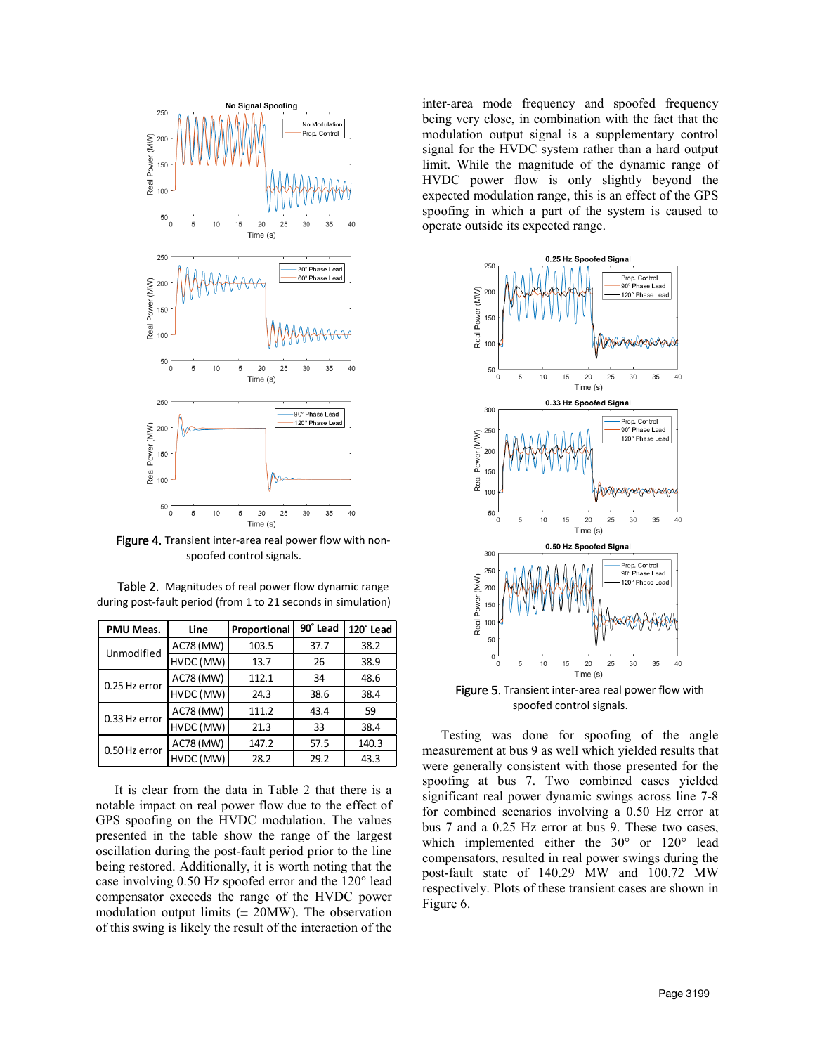Figure 4. Transient inter-area real power flow with non-spoofed control signals.

Table 2. Magnitudes of real power flow dynamic range during post-fault period (from 1 to 21 seconds in simulation)

| PMU Meas. | Line | Proportional | 90˚ Lead | 120˚ Lead |
|---|---|---|---|---|
| Unmodified | AC78 (MW) | 103.5 | 37.7 | 38.2 |
| | HVDC (MW) | 13.7 | 26 | 38.9 |
| 0.25 Hz error | AC78 (MW) | 112.1 | 34 | 48.6 |
| | HVDC (MW) | 24.3 | 38.6 | 38.4 |
| 0.33 Hz error | AC78 (MW) | 111.2 | 43.4 | 59 |
| | HVDC (MW) | 21.3 | 33 | 38.4 |
| 0.50 Hz error | AC78 (MW) | 147.2 | 57.5 | 140.3 |
| | HVDC (MW) | 28.2 | 29.2 | 43.3 |

It is clear from the data in Table 2 that there is a notable impact on real power flow due to the effect of GPS spoofing on the HVDC modulation. The values presented in the table show the range of the largest oscillation during the post-fault period prior to the line being restored. Additionally, it is worth noting that the case involving 0.50 Hz spoofed error and the 120° lead compensator exceeds the range of the HVDC power modulation output limits (± 20MW). The observation of this swing is likely the result of the interaction of the inter-area mode frequency and spoofed frequency being very close, in combination with the fact that the modulation output signal is a supplementary control signal for the HVDC system rather than a hard output limit. While the magnitude of the dynamic range of HVDC power flow is only slightly beyond the expected modulation range, this is an effect of the GPS spoofing in which a part of the system is caused to operate outside its expected range.

Figure 5. Transient inter-area real power flow with spoofed control signals.

Testing was done for spoofing of the angle measurement at bus 9 as well which yielded results that were generally consistent with those presented for the spoofing at bus 7. Two combined cases yielded significant real power dynamic swings across line 7-8 for combined scenarios involving a 0.50 Hz error at bus 7 and a 0.25 Hz error at bus 9. These two cases, which implemented either the 30° or 120° lead compensators, resulted in real power swings during the post-fault state of 140.29 MW and 100.72 MW respectively. Plots of these transient cases are shown in Figure 6.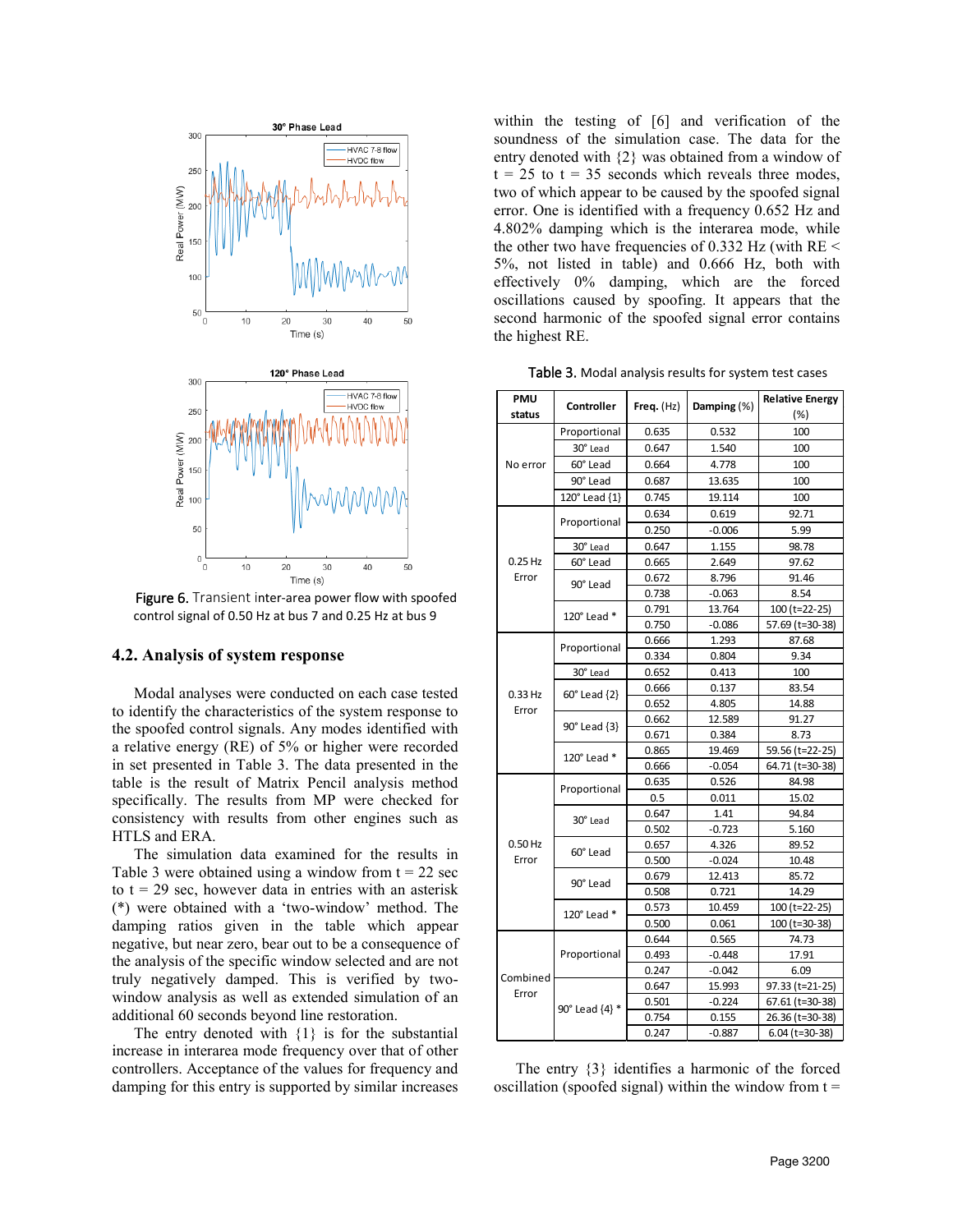Figure 6. Transient inter-area power flow with spoofed control signal of 0.50 Hz at bus 7 and 0.25 Hz at bus 9

### 4.2. Analysis of system response

Modal analyses were conducted on each case tested to identify the characteristics of the system response to the spoofed control signals. Any modes identified with a relative energy (RE) of 5% or higher were recorded in set presented in Table 3. The data presented in the table is the result of Matrix Pencil analysis method specifically. The results from MP were checked for consistency with results from other engines such as HTLS and ERA.

The simulation data examined for the results in Table 3 were obtained using a window from t = 22 sec to t = 29 sec, however data in entries with an asterisk (*) were obtained with a 'two-window' method. The damping ratios given in the table which appear negative, but near zero, bear out to be a consequence of the analysis of the specific window selected and are not truly negatively damped. This is verified by two-window analysis as well as extended simulation of an additional 60 seconds beyond line restoration.

The entry denoted with {1} is for the substantial increase in interarea mode frequency over that of other controllers. Acceptance of the values for frequency and damping for this entry is supported by similar increases within the testing of [6] and verification of the soundness of the simulation case. The data for the entry denoted with {2} was obtained from a window of t = 25 to t = 35 seconds which reveals three modes, two of which appear to be caused by the spoofed signal error. One is identified with a frequency 0.652 Hz and 4.802% damping which is the interarea mode, while the other two have frequencies of 0.332 Hz (with RE < 5%, not listed in table) and 0.666 Hz, both with effectively 0% damping, which are the forced oscillations caused by spoofing. It appears that the second harmonic of the spoofed signal error contains the highest RE.

Table 3. Modal analysis results for system test cases

| PMU status | Controller | Freq. (Hz) | Damping (%) | Relative Energy (%) |
|---|---|---|---|---|
| No error | Proportional | 0.635 | 0.532 | 100 |
| | 30° Lead | 0.647 | 1.540 | 100 |
| | 60° Lead | 0.664 | 4.778 | 100 |
| | 90° Lead | 0.687 | 13.635 | 100 |
| | 120° Lead {1} | 0.745 | 19.114 | 100 |
| 0.25 Hz Error | Proportional | 0.634 | 0.619 | 92.71 |
| | | 0.250 | -0.006 | 5.99 |
| | 30° Lead | 0.647 | 1.155 | 98.78 |
| | 60° Lead | 0.665 | 2.649 | 97.62 |
| | 90° Lead | 0.672 | 8.796 | 91.46 |
| | | 0.738 | -0.063 | 8.54 |
| | 120° Lead * | 0.791 | 13.764 | 100 (t=22-25) |
| | | 0.750 | -0.086 | 57.69 (t=30-38) |
| 0.33 Hz Error | Proportional | 0.666 | 1.293 | 87.68 |
| | | 0.334 | 0.804 | 9.34 |
| | 30° Lead | 0.652 | 0.413 | 100 |
| | 60° Lead {2} | 0.666 | 0.137 | 83.54 |
| | | 0.652 | 4.805 | 14.88 |
| | 90° Lead {3} | 0.662 | 12.589 | 91.27 |
| | | 0.671 | 0.384 | 8.73 |
| | 120° Lead * | 0.865 | 19.469 | 59.56 (t=22-25) |
| | | 0.666 | -0.054 | 64.71 (t=30-38) |
| 0.50 Hz Error | Proportional | 0.635 | 0.526 | 84.98 |
| | | 0.5 | 0.011 | 15.02 |
| | 30° Lead | 0.647 | 1.41 | 94.84 |
| | | 0.502 | -0.723 | 5.160 |
| | 60° Lead | 0.657 | 4.326 | 89.52 |
| | | 0.500 | -0.024 | 10.48 |
| | 90° Lead | 0.679 | 12.413 | 85.72 |
| | | 0.508 | 0.721 | 14.29 |
| | 120° Lead * | 0.573 | 10.459 | 100 (t=22-25) |
| | | 0.500 | 0.061 | 100 (t=30-38) |
| Combined Error | Proportional | 0.644 | 0.565 | 74.73 |
| | | 0.493 | -0.448 | 17.91 |
| | | 0.247 | -0.042 | 6.09 |
| | 90° Lead {4} * | 0.647 | 15.993 | 97.33 (t=21-25) |
| | | 0.501 | -0.224 | 67.61 (t=30-38) |
| | | 0.754 | 0.155 | 26.36 (t=30-38) |
| | | 0.247 | -0.887 | 6.04 (t=30-38) |

The entry {3} identifies a harmonic of the forced oscillation (spoofed signal) within the window from t =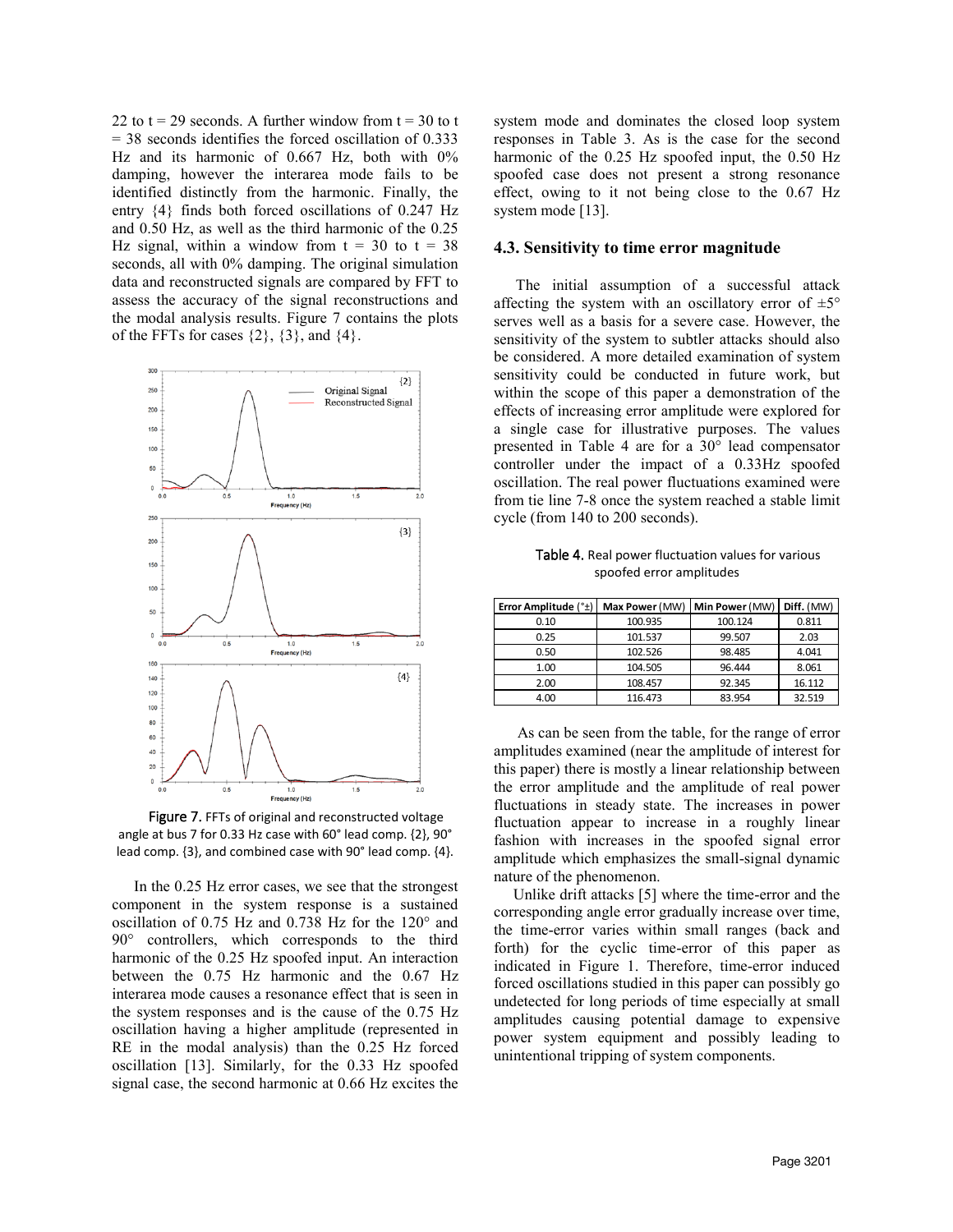22 to t = 29 seconds. A further window from t = 30 to t = 38 seconds identifies the forced oscillation of 0.333 Hz and its harmonic of 0.667 Hz, both with 0% damping, however the interarea mode fails to be identified distinctly from the harmonic. Finally, the entry {4} finds both forced oscillations of 0.247 Hz and 0.50 Hz, as well as the third harmonic of the 0.25 Hz signal, within a window from t = 30 to t = 38 seconds, all with 0% damping. The original simulation data and reconstructed signals are compared by FFT to assess the accuracy of the signal reconstructions and the modal analysis results. Figure 7 contains the plots of the FFTs for cases {2}, {3}, and {4}.

**Figure 7.** FFTs of original and reconstructed voltage angle at bus 7 for 0.33 Hz case with 60° lead comp. {2}, 90° lead comp. {3}, and combined case with 90° lead comp. {4}.

In the 0.25 Hz error cases, we see that the strongest component in the system response is a sustained oscillation of 0.75 Hz and 0.738 Hz for the 120° and 90° controllers, which corresponds to the third harmonic of the 0.25 Hz spoofed input. An interaction between the 0.75 Hz harmonic and the 0.67 Hz interarea mode causes a resonance effect that is seen in the system responses and is the cause of the 0.75 Hz oscillation having a higher amplitude (represented in RE in the modal analysis) than the 0.25 Hz forced oscillation [13]. Similarly, for the 0.33 Hz spoofed signal case, the second harmonic at 0.66 Hz excites the system mode and dominates the closed loop system responses in Table 3. As is the case for the second harmonic of the 0.25 Hz spoofed input, the 0.50 Hz spoofed case does not present a strong resonance effect, owing to it not being close to the 0.67 Hz system mode [13].

### 4.3. Sensitivity to time error magnitude

The initial assumption of a successful attack affecting the system with an oscillatory error of ±5° serves well as a basis for a severe case. However, the sensitivity of the system to subtler attacks should also be considered. A more detailed examination of system sensitivity could be conducted in future work, but within the scope of this paper a demonstration of the effects of increasing error amplitude were explored for a single case for illustrative purposes. The values presented in Table 4 are for a 30° lead compensator controller under the impact of a 0.33Hz spoofed oscillation. The real power fluctuations examined were from tie line 7-8 once the system reached a stable limit cycle (from 140 to 200 seconds).

**Table 4.** Real power fluctuation values for various spoofed error amplitudes

| Error Amplitude (°±) | Max Power (MW) | Min Power (MW) | Diff. (MW) |
|---|---|---|---|
| 0.10 | 100.935 | 100.124 | 0.811 |
| 0.25 | 101.537 | 99.507 | 2.03 |
| 0.50 | 102.526 | 98.485 | 4.041 |
| 1.00 | 104.505 | 96.444 | 8.061 |
| 2.00 | 108.457 | 92.345 | 16.112 |
| 4.00 | 116.473 | 83.954 | 32.519 |

As can be seen from the table, for the range of error amplitudes examined (near the amplitude of interest for this paper) there is mostly a linear relationship between the error amplitude and the amplitude of real power fluctuations in steady state. The increases in power fluctuation appear to increase in a roughly linear fashion with increases in the spoofed signal error amplitude which emphasizes the small-signal dynamic nature of the phenomenon.

Unlike drift attacks [5] where the time-error and the corresponding angle error gradually increase over time, the time-error varies within small ranges (back and forth) for the cyclic time-error of this paper as indicated in Figure 1. Therefore, time-error induced forced oscillations studied in this paper can possibly go undetected for long periods of time especially at small amplitudes causing potential damage to expensive power system equipment and possibly leading to unintentional tripping of system components.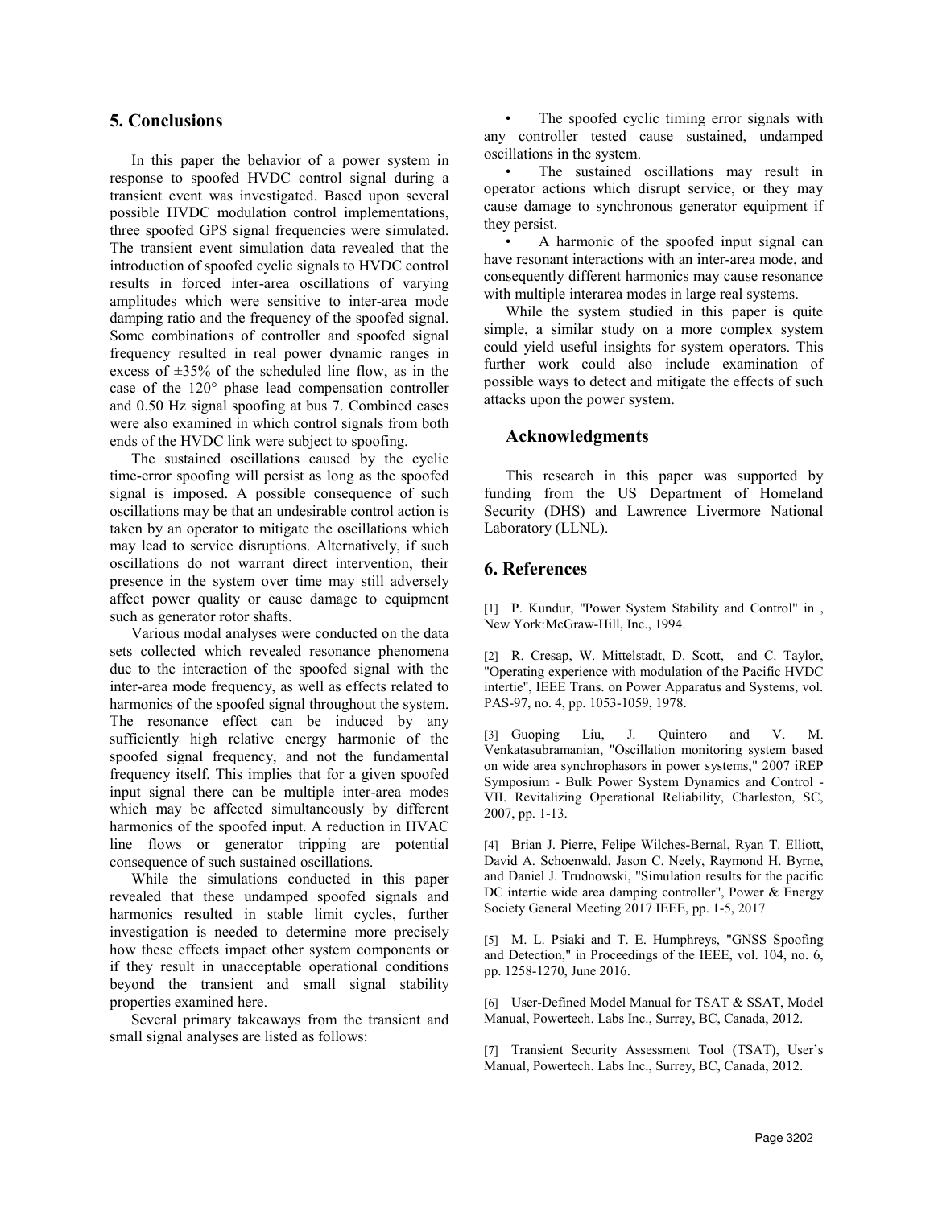## 5. Conclusions

In this paper the behavior of a power system in response to spoofed HVDC control signal during a transient event was investigated. Based upon several possible HVDC modulation control implementations, three spoofed GPS signal frequencies were simulated. The transient event simulation data revealed that the introduction of spoofed cyclic signals to HVDC control results in forced inter-area oscillations of varying amplitudes which were sensitive to inter-area mode damping ratio and the frequency of the spoofed signal. Some combinations of controller and spoofed signal frequency resulted in real power dynamic ranges in excess of ±35% of the scheduled line flow, as in the case of the 120° phase lead compensation controller and 0.50 Hz signal spoofing at bus 7. Combined cases were also examined in which control signals from both ends of the HVDC link were subject to spoofing.

The sustained oscillations caused by the cyclic time-error spoofing will persist as long as the spoofed signal is imposed. A possible consequence of such oscillations may be that an undesirable control action is taken by an operator to mitigate the oscillations which may lead to service disruptions. Alternatively, if such oscillations do not warrant direct intervention, their presence in the system over time may still adversely affect power quality or cause damage to equipment such as generator rotor shafts.

Various modal analyses were conducted on the data sets collected which revealed resonance phenomena due to the interaction of the spoofed signal with the inter-area mode frequency, as well as effects related to harmonics of the spoofed signal throughout the system. The resonance effect can be induced by any sufficiently high relative energy harmonic of the spoofed signal frequency, and not the fundamental frequency itself. This implies that for a given spoofed input signal there can be multiple inter-area modes which may be affected simultaneously by different harmonics of the spoofed input. A reduction in HVAC line flows or generator tripping are potential consequence of such sustained oscillations.

While the simulations conducted in this paper revealed that these undamped spoofed signals and harmonics resulted in stable limit cycles, further investigation is needed to determine more precisely how these effects impact other system components or if they result in unacceptable operational conditions beyond the transient and small signal stability properties examined here.

Several primary takeaways from the transient and small signal analyses are listed as follows:

- The spoofed cyclic timing error signals with any controller tested cause sustained, undamped oscillations in the system.
- The sustained oscillations may result in operator actions which disrupt service, or they may cause damage to synchronous generator equipment if they persist.
- A harmonic of the spoofed input signal can have resonant interactions with an inter-area mode, and consequently different harmonics may cause resonance with multiple interarea modes in large real systems.

While the system studied in this paper is quite simple, a similar study on a more complex system could yield useful insights for system operators. This further work could also include examination of possible ways to detect and mitigate the effects of such attacks upon the power system.

## Acknowledgments

This research in this paper was supported by funding from the US Department of Homeland Security (DHS) and Lawrence Livermore National Laboratory (LLNL).

## 6. References

[1] P. Kundur, "Power System Stability and Control" in , New York:McGraw-Hill, Inc., 1994.

[2] R. Cresap, W. Mittelstadt, D. Scott, and C. Taylor, "Operating experience with modulation of the Pacific HVDC intertie", IEEE Trans. on Power Apparatus and Systems, vol. PAS-97, no. 4, pp. 1053-1059, 1978.

[3] Guoping Liu, J. Quintero and V. M. Venkatasubramanian, "Oscillation monitoring system based on wide area synchrophasors in power systems," 2007 iREP Symposium - Bulk Power System Dynamics and Control - VII. Revitalizing Operational Reliability, Charleston, SC, 2007, pp. 1-13.

[4] Brian J. Pierre, Felipe Wilches-Bernal, Ryan T. Elliott, David A. Schoenwald, Jason C. Neely, Raymond H. Byrne, and Daniel J. Trudnowski, "Simulation results for the pacific DC intertie wide area damping controller", Power & Energy Society General Meeting 2017 IEEE, pp. 1-5, 2017

[5] M. L. Psiaki and T. E. Humphreys, "GNSS Spoofing and Detection," in Proceedings of the IEEE, vol. 104, no. 6, pp. 1258-1270, June 2016.

[6] User-Defined Model Manual for TSAT & SSAT, Model Manual, Powertech. Labs Inc., Surrey, BC, Canada, 2012.

[7] Transient Security Assessment Tool (TSAT), User's Manual, Powertech. Labs Inc., Surrey, BC, Canada, 2012.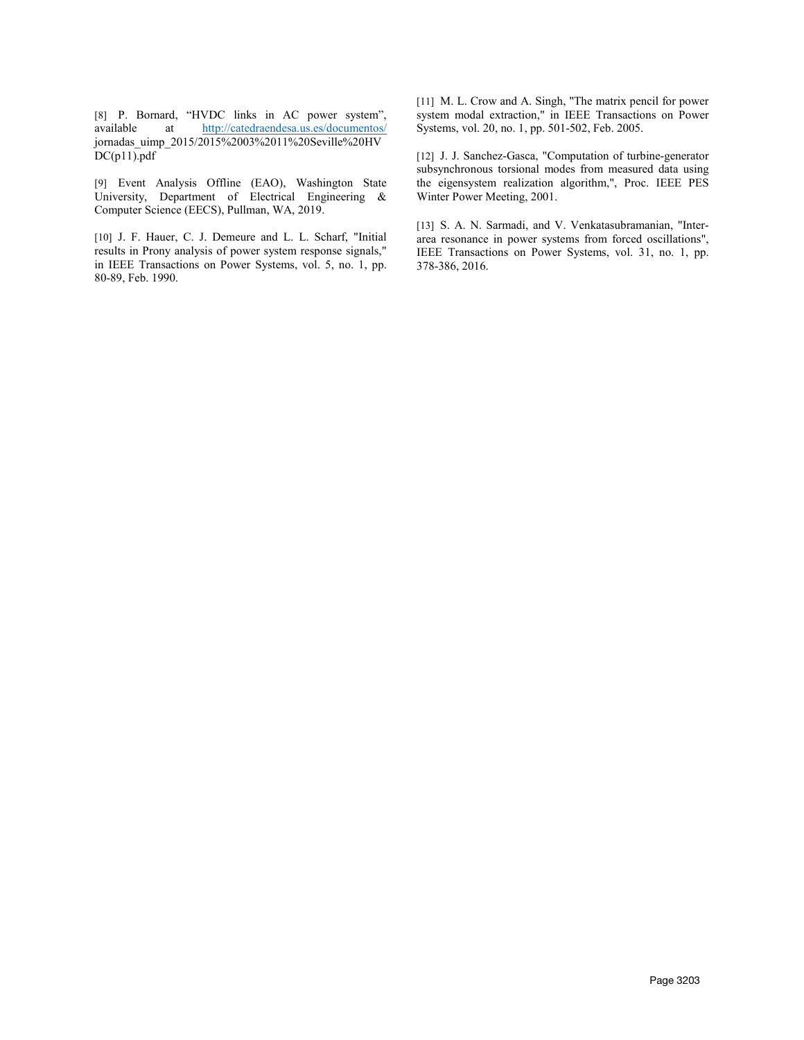[8] P. Bornard, "HVDC links in AC power system", available at http://catedraendesa.us.es/documentos/jornadas_uimp_2015/2015%2003%2011%20Seville%20HVDC(p11).pdf

[9] Event Analysis Offline (EAO), Washington State University, Department of Electrical Engineering & Computer Science (EECS), Pullman, WA, 2019.

[10] J. F. Hauer, C. J. Demeure and L. L. Scharf, "Initial results in Prony analysis of power system response signals," in IEEE Transactions on Power Systems, vol. 5, no. 1, pp. 80-89, Feb. 1990.

[11] M. L. Crow and A. Singh, "The matrix pencil for power system modal extraction," in IEEE Transactions on Power Systems, vol. 20, no. 1, pp. 501-502, Feb. 2005.

[12] J. J. Sanchez-Gasca, "Computation of turbine-generator subsynchronous torsional modes from measured data using the eigensystem realization algorithm,", Proc. IEEE PES Winter Power Meeting, 2001.

[13] S. A. N. Sarmadi, and V. Venkatasubramanian, "Inter-area resonance in power systems from forced oscillations", IEEE Transactions on Power Systems, vol. 31, no. 1, pp. 378-386, 2016.